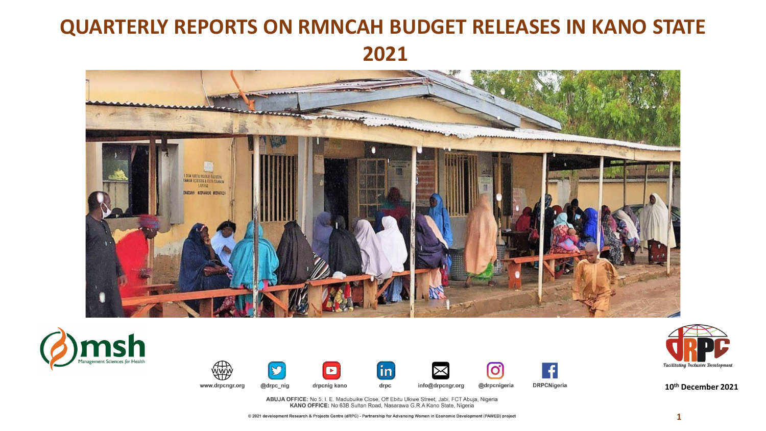# QUARTERLY REPORTS ON RMNCAH BUDGET RELEASES IN KANO STATE 2021

www.drpcngr.org | @drpc_nig | drpcnig kano | drpc | info@drpcngr.org | @drpcnigeria | DRPCNigeria

*Facilitating Inclusive Development*

10th December 2021

**ABUJA OFFICE:** No 5. I. E. Madubuike Close, Off Ebitu Ukiwe Street, Jabi, FCT Abuja, Nigeria
**KANO OFFICE:** No 63B Sultan Road, Nasarawa G.R.A Kano State, Nigeria

© 2021 development Research & Projects Centre (dRPC) - Partnership for Advancing Women in Economic Development (PAWED) project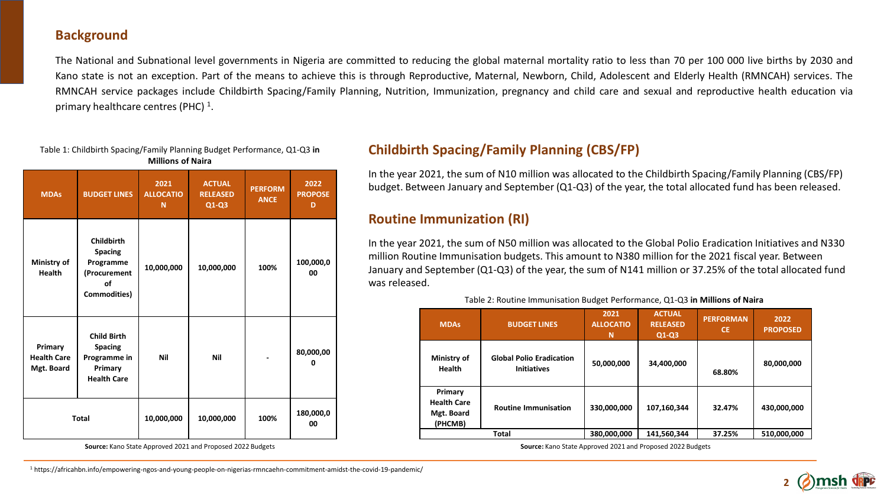## Background

The National and Subnational level governments in Nigeria are committed to reducing the global maternal mortality ratio to less than 70 per 100 000 live births by 2030 and Kano state is not an exception. Part of the means to achieve this is through Reproductive, Maternal, Newborn, Child, Adolescent and Elderly Health (RMNCAH) services. The RMNCAH service packages include Childbirth Spacing/Family Planning, Nutrition, Immunization, pregnancy and child care and sexual and reproductive health education via primary healthcare centres (PHC) [1].

## Childbirth Spacing/Family Planning (CBS/FP)

In the year 2021, the sum of N10 million was allocated to the Childbirth Spacing/Family Planning (CBS/FP) budget. Between January and September (Q1-Q3) of the year, the total allocated fund has been released.

Table 1: Childbirth Spacing/Family Planning Budget Performance, Q1-Q3 **in Millions of Naira**

| MDAs | BUDGET LINES | 2021 ALLOCATION | ACTUAL RELEASED Q1-Q3 | PERFORMANCE | 2022 PROPOSED |
|---|---|---|---|---|---|
| Ministry of Health | Childbirth Spacing Programme (Procurement of Commodities) | 10,000,000 | 10,000,000 | 100% | 100,000,000 |
| Primary Health Care Mgt. Board | Child Birth Spacing Programme in Primary Health Care | Nil | Nil | - | 80,000,000 |
| Total | | 10,000,000 | 10,000,000 | 100% | 180,000,000 |

**Source:** Kano State Approved 2021 and Proposed 2022 Budgets

## Routine Immunization (RI)

In the year 2021, the sum of N50 million was allocated to the Global Polio Eradication Initiatives and N330 million Routine Immunisation budgets. This amount to N380 million for the 2021 fiscal year. Between January and September (Q1-Q3) of the year, the sum of N141 million or 37.25% of the total allocated fund was released.

Table 2: Routine Immunisation Budget Performance, Q1-Q3 **in Millions of Naira**

| MDAs | BUDGET LINES | 2021 ALLOCATION | ACTUAL RELEASED Q1-Q3 | PERFORMANCE | 2022 PROPOSED |
|---|---|---|---|---|---|
| Ministry of Health | Global Polio Eradication Initiatives | 50,000,000 | 34,400,000 | 68.80% | 80,000,000 |
| Primary Health Care Mgt. Board (PHCMB) | Routine Immunisation | 330,000,000 | 107,160,344 | 32.47% | 430,000,000 |
| Total | | 380,000,000 | 141,560,344 | 37.25% | 510,000,000 |

**Source:** Kano State Approved 2021 and Proposed 2022 Budgets

[1] https://africahbn.info/empowering-ngos-and-young-people-on-nigerias-rmncaehn-commitment-amidst-the-covid-19-pandemic/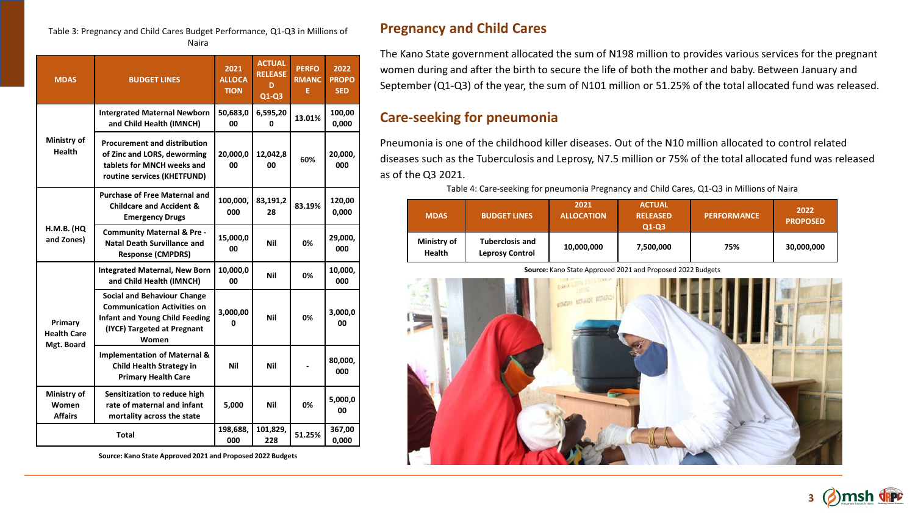Table 3: Pregnancy and Child Cares Budget Performance, Q1-Q3 in Millions of Naira

| MDAS | BUDGET LINES | 2021 ALLOCATION | ACTUAL RELEASED Q1-Q3 | PERFORMANCE | 2022 PROPOSED |
|---|---|---|---|---|---|
| Ministry of Health | Intergrated Maternal Newborn and Child Health (IMNCH) | 50,683,000 | 6,595,200 | 13.01% | 100,000,000 |
| | Procurement and distribution of Zinc and LORS, deworming tablets for MNCH weeks and routine services (KHETFUND) | 20,000,000 | 12,042,800 | 60% | 20,000,000 |
| H.M.B. (HQ and Zones) | Purchase of Free Maternal and Childcare and Accident & Emergency Drugs | 100,000,000 | 83,191,228 | 83.19% | 120,000,000 |
| | Community Maternal & Pre - Natal Death Survillance and Response (CMPDRS) | 15,000,000 | Nil | 0% | 29,000,000 |
| Primary Health Care Mgt. Board | Integrated Maternal, New Born and Child Health (IMNCH) | 10,000,000 | Nil | 0% | 10,000,000 |
| | Social and Behaviour Change Communication Activities on Infant and Young Child Feeding (IYCF) Targeted at Pregnant Women | 3,000,000 | Nil | 0% | 3,000,000 |
| | Implementation of Maternal & Child Health Strategy in Primary Health Care | Nil | Nil | - | 80,000,000 |
| Ministry of Women Affairs | Sensitization to reduce high rate of maternal and infant mortality across the state | 5,000 | Nil | 0% | 5,000,000 |
| Total | | 198,688,000 | 101,829,228 | 51.25% | 367,000,000 |

**Source: Kano State Approved 2021 and Proposed 2022 Budgets**

## Pregnancy and Child Cares

The Kano State government allocated the sum of N198 million to provides various services for the pregnant women during and after the birth to secure the life of both the mother and baby. Between January and September (Q1-Q3) of the year, the sum of N101 million or 51.25% of the total allocated fund was released.

## Care-seeking for pneumonia

Pneumonia is one of the childhood killer diseases. Out of the N10 million allocated to control related diseases such as the Tuberculosis and Leprosy, N7.5 million or 75% of the total allocated fund was released as of the Q3 2021.

Table 4: Care-seeking for pneumonia Pregnancy and Child Cares, Q1-Q3 in Millions of Naira

| MDAS | BUDGET LINES | 2021 ALLOCATION | ACTUAL RELEASED Q1-Q3 | PERFORMANCE | 2022 PROPOSED |
|---|---|---|---|---|---|
| Ministry of Health | Tuberclosis and Leprosy Control | 10,000,000 | 7,500,000 | 75% | 30,000,000 |

**Source:** Kano State Approved 2021 and Proposed 2022 Budgets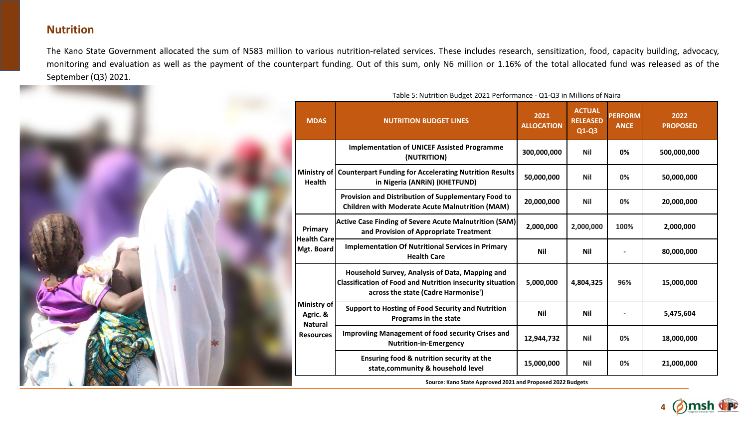## Nutrition

The Kano State Government allocated the sum of N583 million to various nutrition-related services. These includes research, sensitization, food, capacity building, advocacy, monitoring and evaluation as well as the payment of the counterpart funding. Out of this sum, only N6 million or 1.16% of the total allocated fund was released as of the September (Q3) 2021.

Table 5: Nutrition Budget 2021 Performance - Q1-Q3 in Millions of Naira

| MDAS | NUTRITION BUDGET LINES | 2021 ALLOCATION | ACTUAL RELEASED Q1-Q3 | PERFORMANCE | 2022 PROPOSED |
|---|---|---|---|---|---|
| Ministry of Health | Implementation of UNICEF Assisted Programme (NUTRITION) | 300,000,000 | Nil | 0% | 500,000,000 |
| | Counterpart Funding for Accelerating Nutrition Results in Nigeria (ANRiN) (KHETFUND) | 50,000,000 | Nil | 0% | 50,000,000 |
| | Provision and Distribution of Supplementary Food to Children with Moderate Acute Malnutrition (MAM) | 20,000,000 | Nil | 0% | 20,000,000 |
| Primary Health Care Mgt. Board | Active Case Finding of Severe Acute Malnutrition (SAM) and Provision of Appropriate Treatment | 2,000,000 | 2,000,000 | 100% | 2,000,000 |
| | Implementation Of Nutritional Services in Primary Health Care | Nil | Nil | - | 80,000,000 |
| Ministry of Agric. & Natural Resources | Household Survey, Analysis of Data, Mapping and Classification of Food and Nutrition insecurity situation across the state (Cadre Harmonise') | 5,000,000 | 4,804,325 | 96% | 15,000,000 |
| | Support to Hosting of Food Security and Nutrition Programs in the state | Nil | Nil | - | 5,475,604 |
| | Improviing Management of food security Crises and Nutrition-in-Emergency | 12,944,732 | Nil | 0% | 18,000,000 |
| | Ensuring food & nutrition security at the state,community & household level | 15,000,000 | Nil | 0% | 21,000,000 |

Source: Kano State Approved 2021 and Proposed 2022 Budgets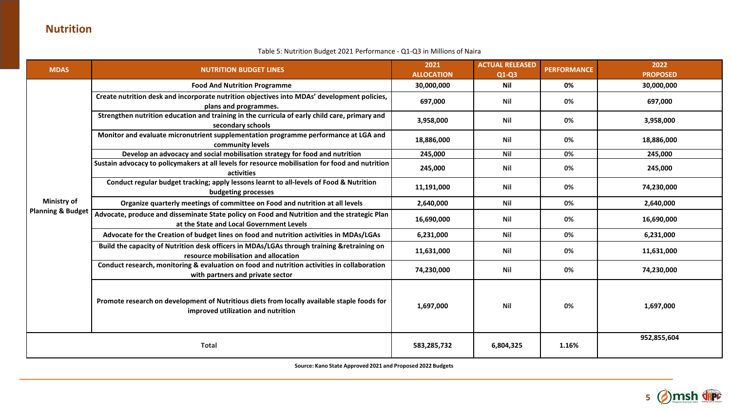## Nutrition

Table 5: Nutrition Budget 2021 Performance - Q1-Q3 in Millions of Naira

| MDAS | NUTRITION BUDGET LINES | 2021 ALLOCATION | ACTUAL RELEASED Q1-Q3 | PERFORMANCE | 2022 PROPOSED |
|---|---|---|---|---|---|
| Ministry of Planning & Budget | Food And Nutrition Programme | 30,000,000 | Nil | 0% | 30,000,000 |
| | Create nutrition desk and incorporate nutrition objectives into MDAs' development policies, plans and programmes. | 697,000 | Nil | 0% | 697,000 |
| | Strengthen nutrition education and training in the curricula of early child care, primary and secondary schools | 3,958,000 | Nil | 0% | 3,958,000 |
| | Monitor and evaluate micronutrient supplementation programme performance at LGA and community levels | 18,886,000 | Nil | 0% | 18,886,000 |
| | Develop an advocacy and social mobilisation strategy for food and nutrition | 245,000 | Nil | 0% | 245,000 |
| | Sustain advocacy to policymakers at all levels for resource mobilisation for food and nutrition activities | 245,000 | Nil | 0% | 245,000 |
| | Conduct regular budget tracking; apply lessons learnt to all-levels of Food & Nutrition budgeting processes | 11,191,000 | Nil | 0% | 74,230,000 |
| | Organize quarterly meetings of committee on Food and nutrition at all levels | 2,640,000 | Nil | 0% | 2,640,000 |
| | Advocate, produce and disseminate State policy on Food and Nutrition and the strategic Plan at the State and Local Government Levels | 16,690,000 | Nil | 0% | 16,690,000 |
| | Advocate for the Creation of budget lines on food and nutrition activities in MDAs/LGAs | 6,231,000 | Nil | 0% | 6,231,000 |
| | Build the capacity of Nutrition desk officers in MDAs/LGAs through training &retraining on resource mobilisation and allocation | 11,631,000 | Nil | 0% | 11,631,000 |
| | Conduct research, monitoring & evaluation on food and nutrition activities in collaboration with partners and private sector | 74,230,000 | Nil | 0% | 74,230,000 |
| | Promote research on development of Nutritious diets from locally available staple foods for improved utilization and nutrition | 1,697,000 | Nil | 0% | 1,697,000 |
| Total | | 583,285,732 | 6,804,325 | 1.16% | 952,855,604 |

**Source: Kano State Approved 2021 and Proposed 2022 Budgets**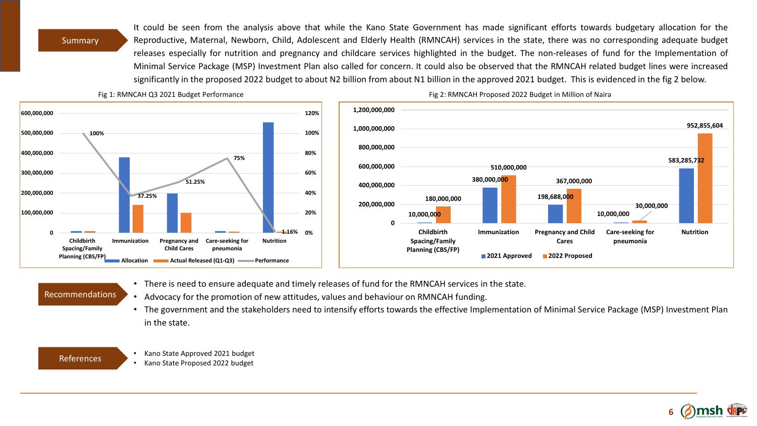## Summary

It could be seen from the analysis above that while the Kano State Government has made significant efforts towards budgetary allocation for the Reproductive, Maternal, Newborn, Child, Adolescent and Elderly Health (RMNCAH) services in the state, there was no corresponding adequate budget releases especially for nutrition and pregnancy and childcare services highlighted in the budget. The non-releases of fund for the Implementation of Minimal Service Package (MSP) Investment Plan also called for concern. It could also be observed that the RMNCAH related budget lines were increased significantly in the proposed 2022 budget to about N2 billion from about N1 billion in the approved 2021 budget. This is evidenced in the fig 2 below.

Fig 1: RMNCAH Q3 2021 Budget Performance

600,000,000
500,000,000
400,000,000
300,000,000
200,000,000
100,000,000
0

120%
100%
80%
60%
40%
20%
0%

100%
37.25%
51.25%
75%
1.16%

Childbirth Spacing/Family Planning (CBS/FP)
Immunization
Pregnancy and Child Cares
Care-seeking for pneumonia
Nutrition

Allocation
Actual Released (Q1-Q3)
Performance

Fig 2: RMNCAH Proposed 2022 Budget in Million of Naira

1,200,000,000
1,000,000,000
800,000,000
600,000,000
400,000,000
200,000,000
0

10,000,000
180,000,000
380,000,000
510,000,000
198,688,000
367,000,000
10,000,000
30,000,000
583,285,732
952,855,604

Childbirth Spacing/Family Planning (CBS/FP)
Immunization
Pregnancy and Child Cares
Care-seeking for pneumonia
Nutrition

2021 Approved
2022 Proposed

## Recommendations

- There is need to ensure adequate and timely releases of fund for the RMNCAH services in the state.
- Advocacy for the promotion of new attitudes, values and behaviour on RMNCAH funding.
- The government and the stakeholders need to intensify efforts towards the effective Implementation of Minimal Service Package (MSP) Investment Plan in the state.

## References

- Kano State Approved 2021 budget
- Kano State Proposed 2022 budget